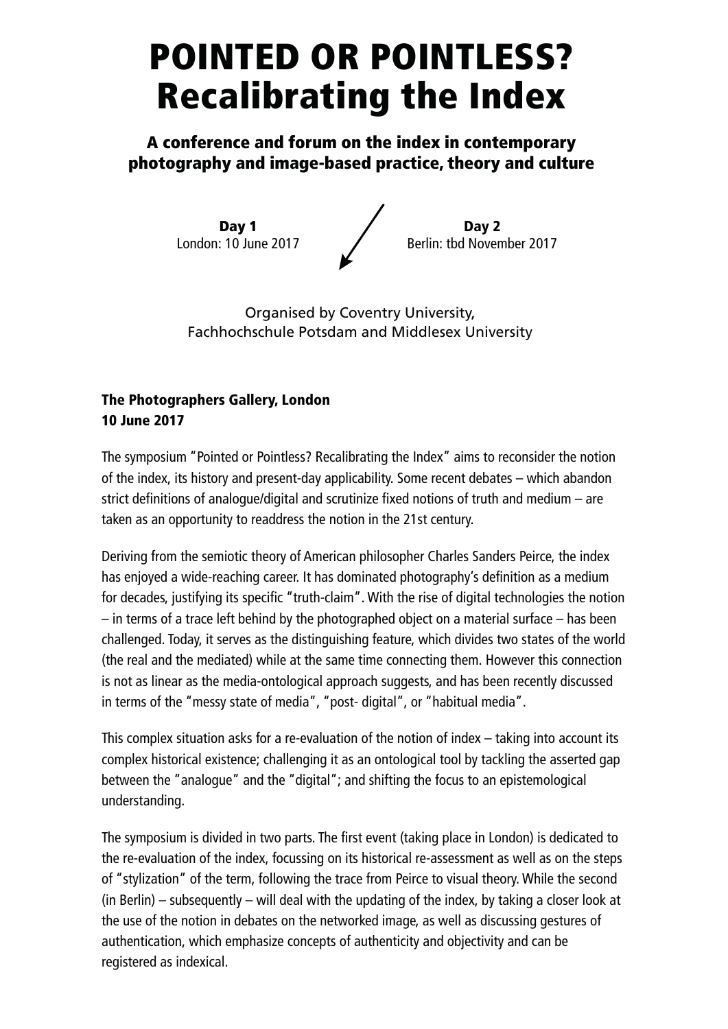# POINTED OR POINTLESS? Recalibrating the Index

## A conference and forum on the index in contemporary photography and image-based practice, theory and culture

**Day 1**
London: 10 June 2017

**Day 2**
Berlin: tbd November 2017

Organised by Coventry University, Fachhochschule Potsdam and Middlesex University

**The Photographers Gallery, London**
**10 June 2017**

The symposium "Pointed or Pointless? Recalibrating the Index" aims to reconsider the notion of the index, its history and present-day applicability. Some recent debates – which abandon strict definitions of analogue/digital and scrutinize fixed notions of truth and medium – are taken as an opportunity to readdress the notion in the 21st century.

Deriving from the semiotic theory of American philosopher Charles Sanders Peirce, the index has enjoyed a wide-reaching career. It has dominated photography's definition as a medium for decades, justifying its specific "truth-claim". With the rise of digital technologies the notion – in terms of a trace left behind by the photographed object on a material surface – has been challenged. Today, it serves as the distinguishing feature, which divides two states of the world (the real and the mediated) while at the same time connecting them. However this connection is not as linear as the media-ontological approach suggests, and has been recently discussed in terms of the "messy state of media", "post- digital", or "habitual media".

This complex situation asks for a re-evaluation of the notion of index – taking into account its complex historical existence; challenging it as an ontological tool by tackling the asserted gap between the "analogue" and the "digital"; and shifting the focus to an epistemological understanding.

The symposium is divided in two parts. The first event (taking place in London) is dedicated to the re-evaluation of the index, focussing on its historical re-assessment as well as on the steps of "stylization" of the term, following the trace from Peirce to visual theory. While the second (in Berlin) – subsequently – will deal with the updating of the index, by taking a closer look at the use of the notion in debates on the networked image, as well as discussing gestures of authentication, which emphasize concepts of authenticity and objectivity and can be registered as indexical.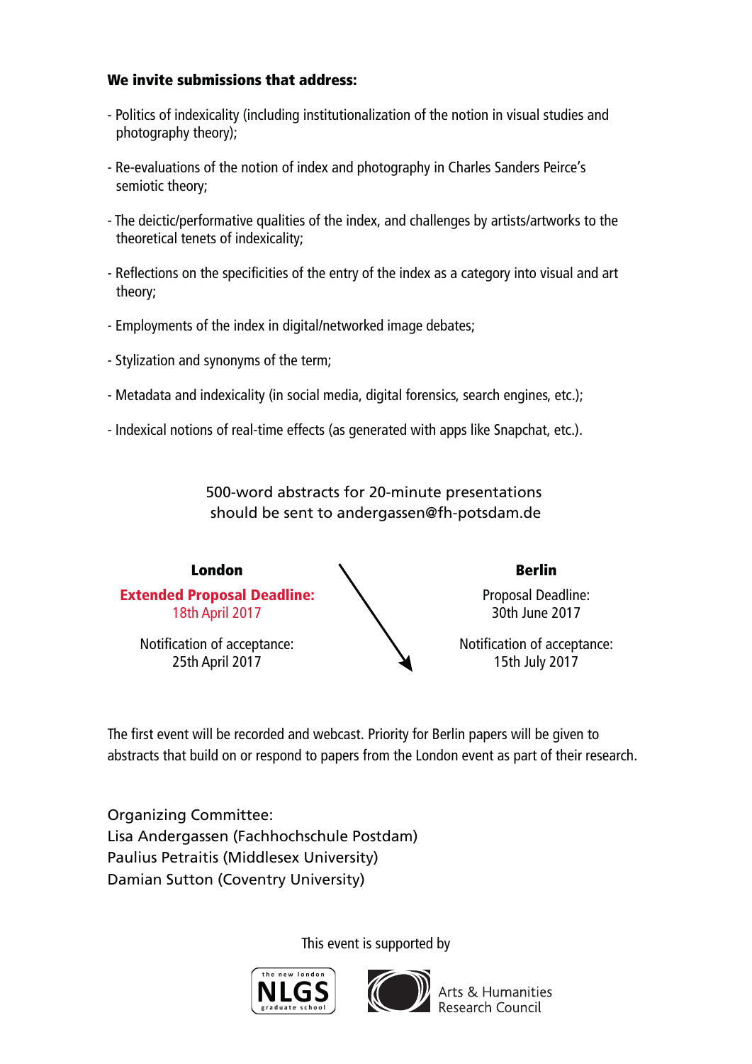**We invite submissions that address:**

- Politics of indexicality (including institutionalization of the notion in visual studies and photography theory);
- Re-evaluations of the notion of index and photography in Charles Sanders Peirce's semiotic theory;
- The deictic/performative qualities of the index, and challenges by artists/artworks to the theoretical tenets of indexicality;
- Reflections on the specificities of the entry of the index as a category into visual and art theory;
- Employments of the index in digital/networked image debates;
- Stylization and synonyms of the term;
- Metadata and indexicality (in social media, digital forensics, search engines, etc.);
- Indexical notions of real-time effects (as generated with apps like Snapchat, etc.).

500-word abstracts for 20-minute presentations
should be sent to andergassen@fh-potsdam.de

**London**

**Extended Proposal Deadline:**
18th April 2017

Notification of acceptance:
25th April 2017

**Berlin**

Proposal Deadline:
30th June 2017

Notification of acceptance:
15th July 2017

The first event will be recorded and webcast. Priority for Berlin papers will be given to abstracts that build on or respond to papers from the London event as part of their research.

Organizing Committee:
Lisa Andergassen (Fachhochschule Postdam)
Paulius Petraitis (Middlesex University)
Damian Sutton (Coventry University)

This event is supported by

the new london NLGS graduate school

Arts & Humanities Research Council